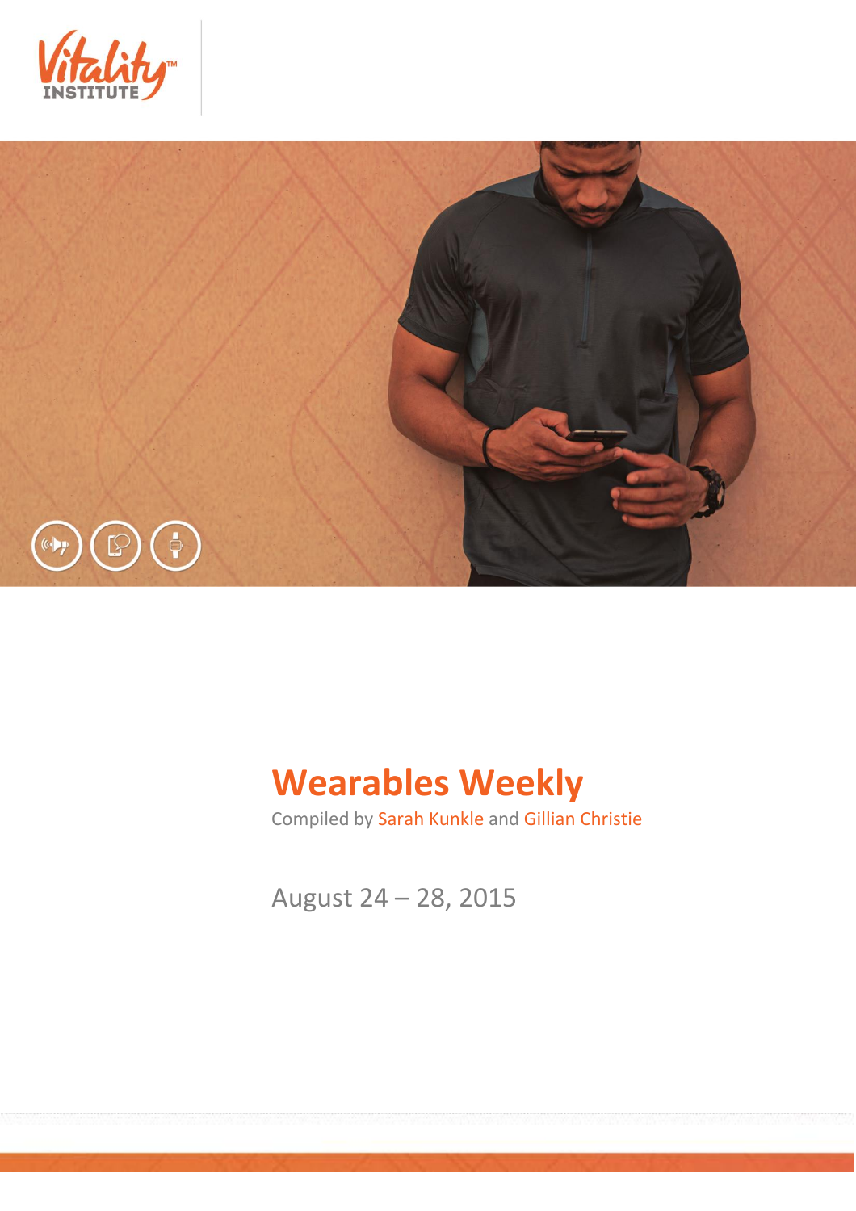Vitality INSTITUTE

# Wearables Weekly

Compiled by Sarah Kunkle and Gillian Christie

August 24 – 28, 2015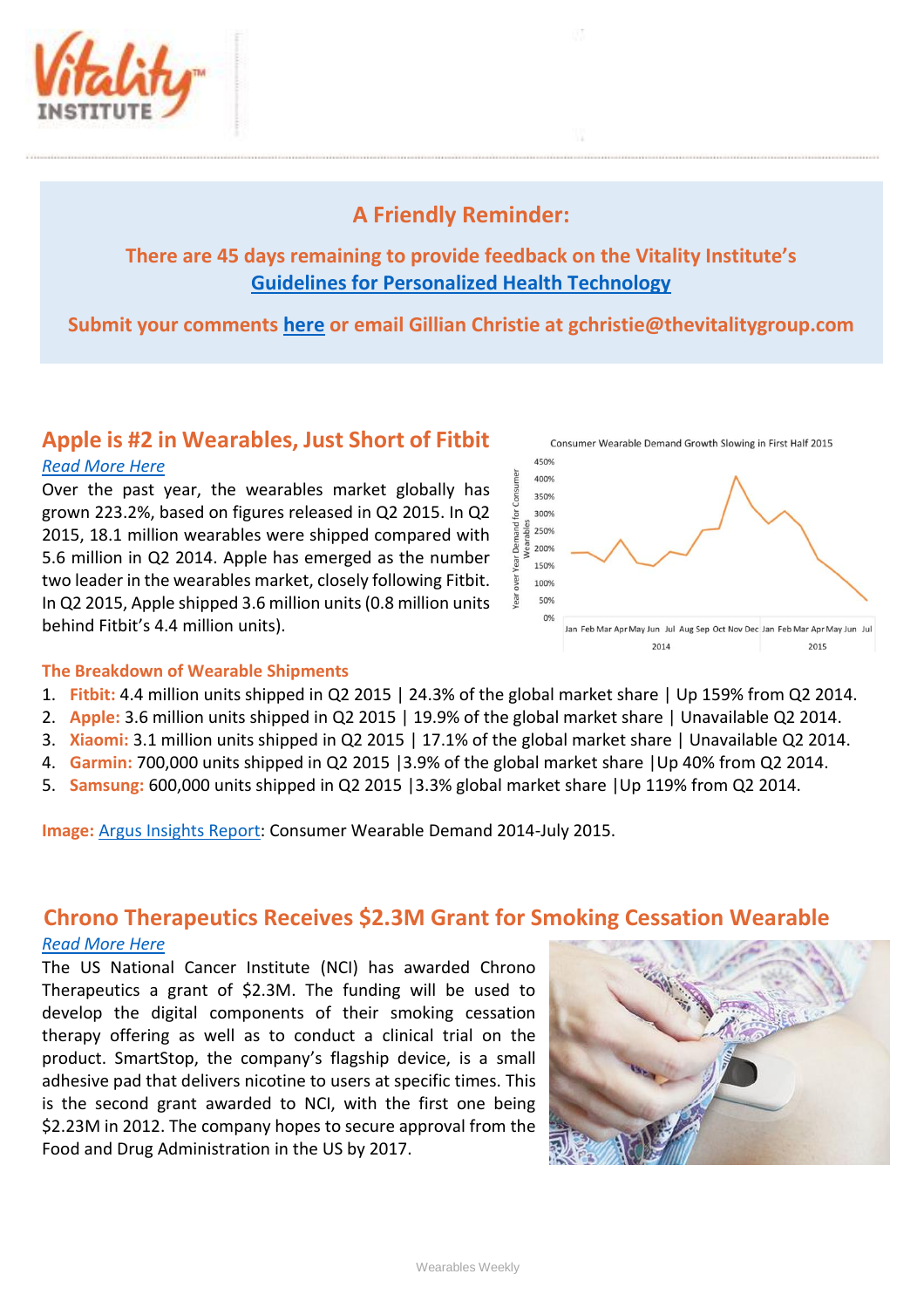## A Friendly Reminder:

**There are 45 days remaining to provide feedback on the Vitality Institute's [Guidelines for Personalized Health Technology](#)**

**Submit your comments [here](#) or email Gillian Christie at gchristie@thevitalitygroup.com**

## Apple is #2 in Wearables, Just Short of Fitbit

*Read More Here*

Over the past year, the wearables market globally has grown 223.2%, based on figures released in Q2 2015. In Q2 2015, 18.1 million wearables were shipped compared with 5.6 million in Q2 2014. Apple has emerged as the number two leader in the wearables market, closely following Fitbit. In Q2 2015, Apple shipped 3.6 million units (0.8 million units behind Fitbit's 4.4 million units).

### The Breakdown of Wearable Shipments

1. **Fitbit:** 4.4 million units shipped in Q2 2015 | 24.3% of the global market share | Up 159% from Q2 2014.
2. **Apple:** 3.6 million units shipped in Q2 2015 | 19.9% of the global market share | Unavailable Q2 2014.
3. **Xiaomi:** 3.1 million units shipped in Q2 2015 | 17.1% of the global market share | Unavailable Q2 2014.
4. **Garmin:** 700,000 units shipped in Q2 2015 |3.9% of the global market share |Up 40% from Q2 2014.
5. **Samsung:** 600,000 units shipped in Q2 2015 |3.3% global market share |Up 119% from Q2 2014.

**Image:** [Argus Insights Report](#): Consumer Wearable Demand 2014-July 2015.

## Chrono Therapeutics Receives $2.3M Grant for Smoking Cessation Wearable

*Read More Here*

The US National Cancer Institute (NCI) has awarded Chrono Therapeutics a grant of $2.3M. The funding will be used to develop the digital components of their smoking cessation therapy offering as well as to conduct a clinical trial on the product. SmartStop, the company's flagship device, is a small adhesive pad that delivers nicotine to users at specific times. This is the second grant awarded to NCI, with the first one being $2.23M in 2012. The company hopes to secure approval from the Food and Drug Administration in the US by 2017.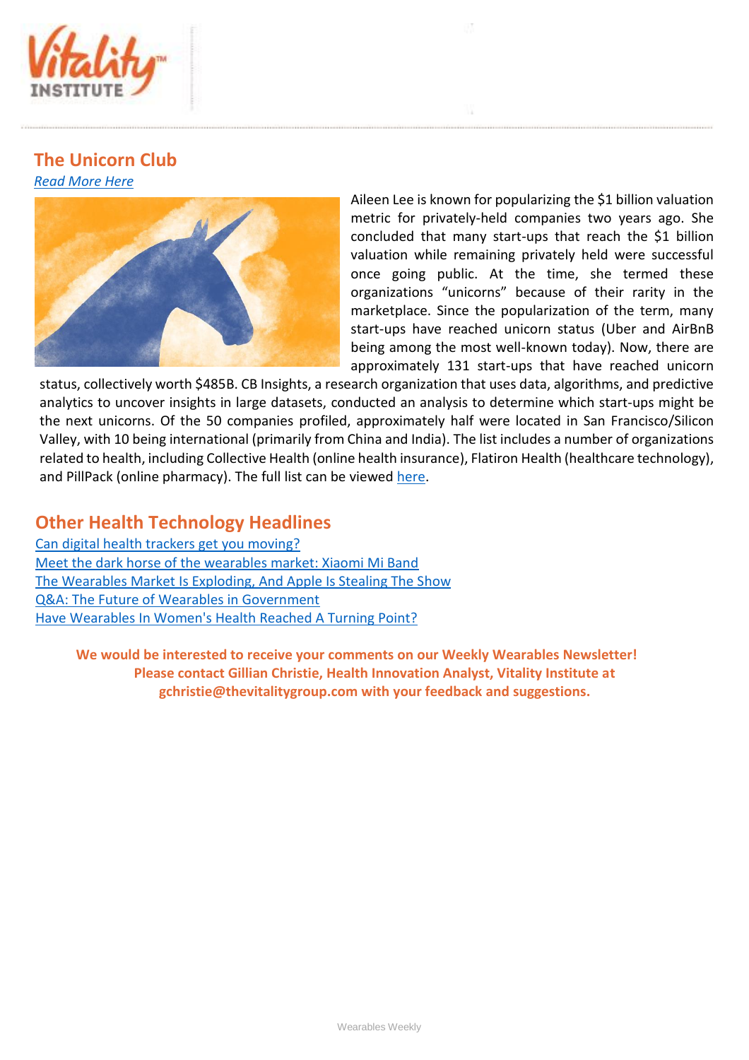## The Unicorn Club

*Read More Here*

Aileen Lee is known for popularizing the $1 billion valuation metric for privately-held companies two years ago. She concluded that many start-ups that reach the $1 billion valuation while remaining privately held were successful once going public. At the time, she termed these organizations “unicorns” because of their rarity in the marketplace. Since the popularization of the term, many start-ups have reached unicorn status (Uber and AirBnB being among the most well-known today). Now, there are approximately 131 start-ups that have reached unicorn status, collectively worth $485B. CB Insights, a research organization that uses data, algorithms, and predictive analytics to uncover insights in large datasets, conducted an analysis to determine which start-ups might be the next unicorns. Of the 50 companies profiled, approximately half were located in San Francisco/Silicon Valley, with 10 being international (primarily from China and India). The list includes a number of organizations related to health, including Collective Health (online health insurance), Flatiron Health (healthcare technology), and PillPack (online pharmacy). The full list can be viewed here.

## Other Health Technology Headlines

Can digital health trackers get you moving?
Meet the dark horse of the wearables market: Xiaomi Mi Band
The Wearables Market Is Exploding, And Apple Is Stealing The Show
Q&A: The Future of Wearables in Government
Have Wearables In Women's Health Reached A Turning Point?

**We would be interested to receive your comments on our Weekly Wearables Newsletter! Please contact Gillian Christie, Health Innovation Analyst, Vitality Institute at gchristie@thevitalitygroup.com with your feedback and suggestions.**